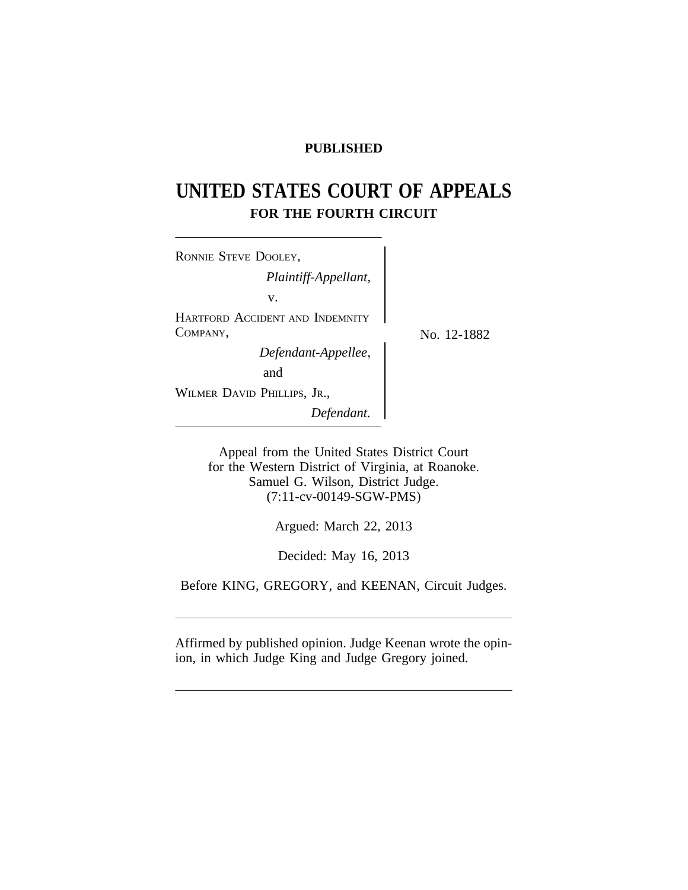**PUBLISHED**

# UNITED STATES COURT OF APPEALS

## FOR THE FOURTH CIRCUIT

RONNIE STEVE DOOLEY,
*Plaintiff-Appellant,*
v.
HARTFORD ACCIDENT AND INDEMNITY COMPANY,
*Defendant-Appellee,*
and
WILMER DAVID PHILLIPS, JR.,
*Defendant.*

No. 12-1882

Appeal from the United States District Court
for the Western District of Virginia, at Roanoke.
Samuel G. Wilson, District Judge.
(7:11-cv-00149-SGW-PMS)

Argued: March 22, 2013

Decided: May 16, 2013

Before KING, GREGORY, and KEENAN, Circuit Judges.

Affirmed by published opinion. Judge Keenan wrote the opinion, in which Judge King and Judge Gregory joined.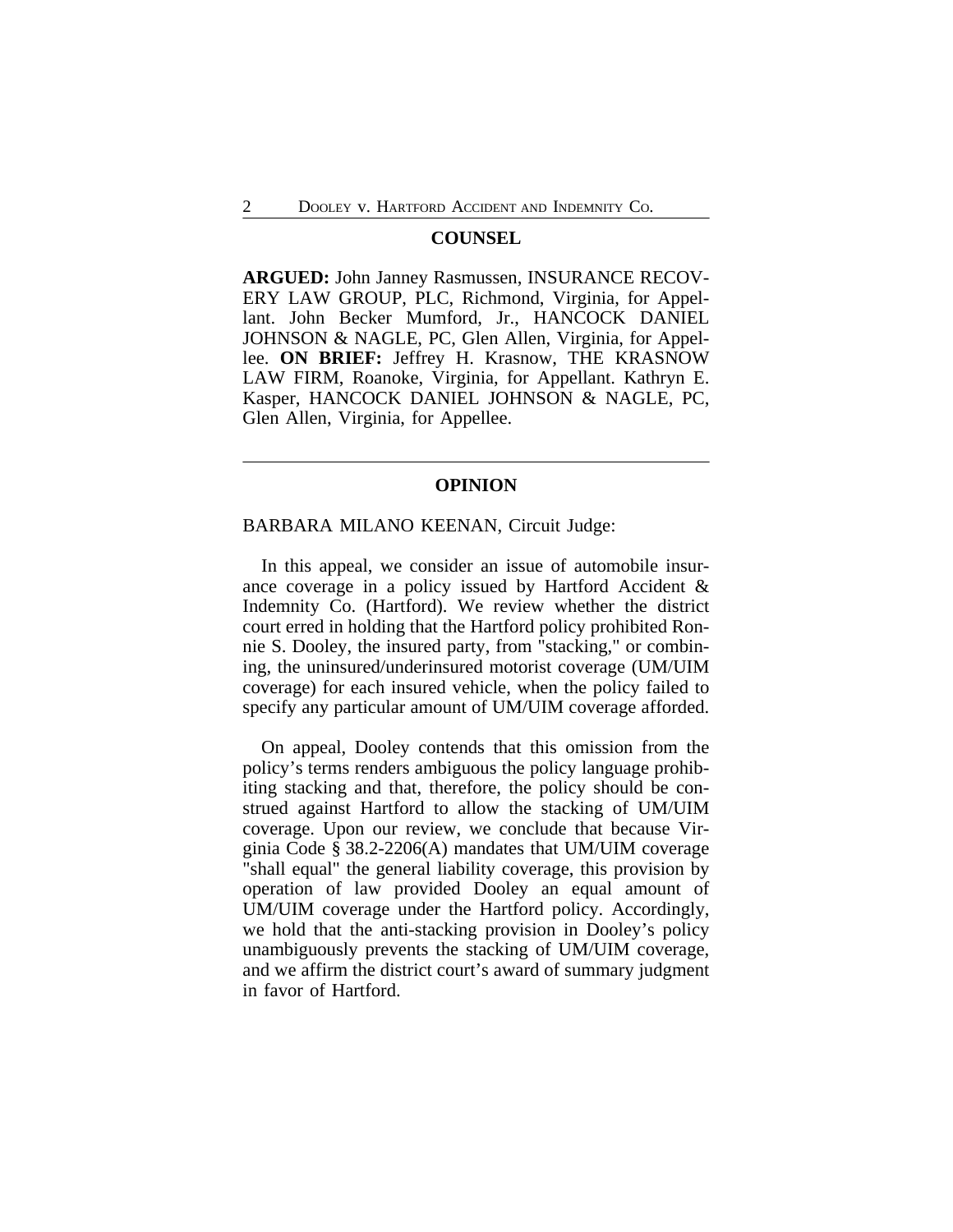## COUNSEL

**ARGUED:** John Janney Rasmussen, INSURANCE RECOVERY LAW GROUP, PLC, Richmond, Virginia, for Appellant. John Becker Mumford, Jr., HANCOCK DANIEL JOHNSON & NAGLE, PC, Glen Allen, Virginia, for Appellee. **ON BRIEF:** Jeffrey H. Krasnow, THE KRASNOW LAW FIRM, Roanoke, Virginia, for Appellant. Kathryn E. Kasper, HANCOCK DANIEL JOHNSON & NAGLE, PC, Glen Allen, Virginia, for Appellee.

---

## OPINION

BARBARA MILANO KEENAN, Circuit Judge:

In this appeal, we consider an issue of automobile insurance coverage in a policy issued by Hartford Accident & Indemnity Co. (Hartford). We review whether the district court erred in holding that the Hartford policy prohibited Ronnie S. Dooley, the insured party, from "stacking," or combining, the uninsured/underinsured motorist coverage (UM/UIM coverage) for each insured vehicle, when the policy failed to specify any particular amount of UM/UIM coverage afforded.

On appeal, Dooley contends that this omission from the policy's terms renders ambiguous the policy language prohibiting stacking and that, therefore, the policy should be construed against Hartford to allow the stacking of UM/UIM coverage. Upon our review, we conclude that because Virginia Code § 38.2-2206(A) mandates that UM/UIM coverage "shall equal" the general liability coverage, this provision by operation of law provided Dooley an equal amount of UM/UIM coverage under the Hartford policy. Accordingly, we hold that the anti-stacking provision in Dooley's policy unambiguously prevents the stacking of UM/UIM coverage, and we affirm the district court's award of summary judgment in favor of Hartford.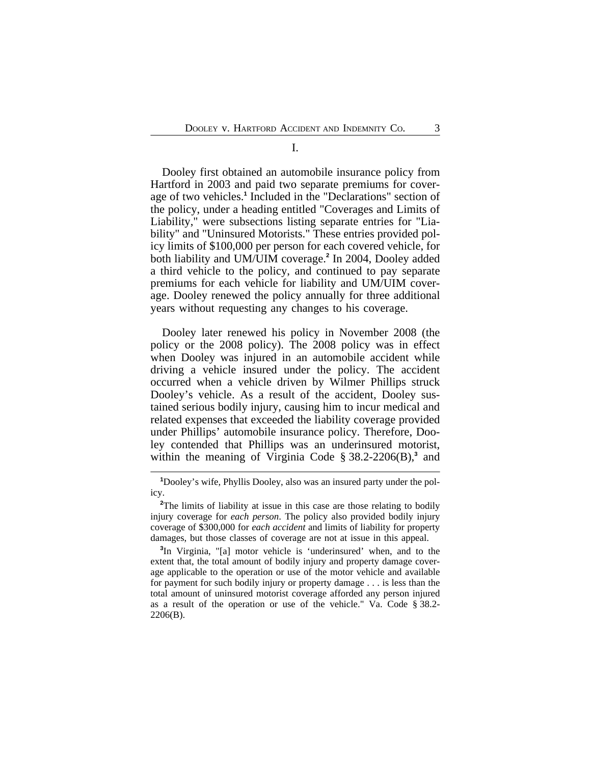I.

Dooley first obtained an automobile insurance policy from Hartford in 2003 and paid two separate premiums for coverage of two vehicles.[1] Included in the "Declarations" section of the policy, under a heading entitled "Coverages and Limits of Liability," were subsections listing separate entries for "Liability" and "Uninsured Motorists." These entries provided policy limits of $100,000 per person for each covered vehicle, for both liability and UM/UIM coverage.[2] In 2004, Dooley added a third vehicle to the policy, and continued to pay separate premiums for each vehicle for liability and UM/UIM coverage. Dooley renewed the policy annually for three additional years without requesting any changes to his coverage.

Dooley later renewed his policy in November 2008 (the policy or the 2008 policy). The 2008 policy was in effect when Dooley was injured in an automobile accident while driving a vehicle insured under the policy. The accident occurred when a vehicle driven by Wilmer Phillips struck Dooley's vehicle. As a result of the accident, Dooley sustained serious bodily injury, causing him to incur medical and related expenses that exceeded the liability coverage provided under Phillips' automobile insurance policy. Therefore, Dooley contended that Phillips was an underinsured motorist, within the meaning of Virginia Code § 38.2-2206(B),[3] and

[1]Dooley's wife, Phyllis Dooley, also was an insured party under the policy.

[2]The limits of liability at issue in this case are those relating to bodily injury coverage for *each person*. The policy also provided bodily injury coverage of $300,000 for *each accident* and limits of liability for property damages, but those classes of coverage are not at issue in this appeal.

[3]In Virginia, "[a] motor vehicle is 'underinsured' when, and to the extent that, the total amount of bodily injury and property damage coverage applicable to the operation or use of the motor vehicle and available for payment for such bodily injury or property damage . . . is less than the total amount of uninsured motorist coverage afforded any person injured as a result of the operation or use of the vehicle." Va. Code § 38.2-2206(B).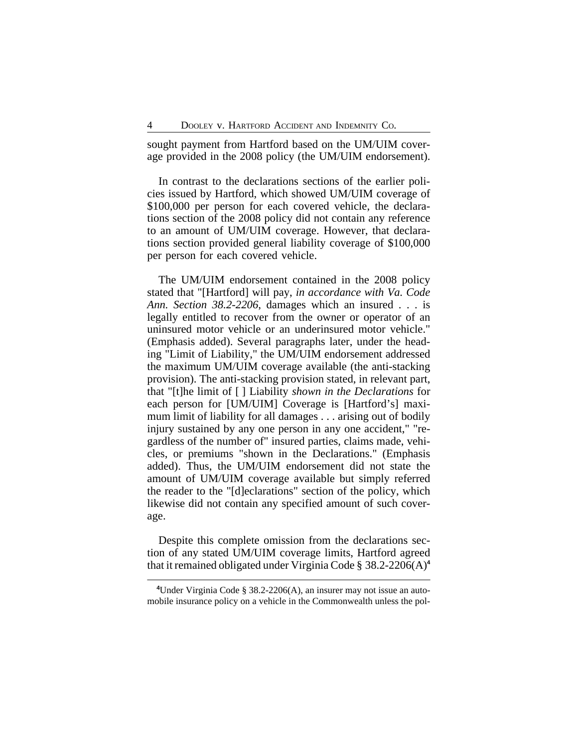sought payment from Hartford based on the UM/UIM coverage provided in the 2008 policy (the UM/UIM endorsement).

In contrast to the declarations sections of the earlier policies issued by Hartford, which showed UM/UIM coverage of $100,000 per person for each covered vehicle, the declarations section of the 2008 policy did not contain any reference to an amount of UM/UIM coverage. However, that declarations section provided general liability coverage of $100,000 per person for each covered vehicle.

The UM/UIM endorsement contained in the 2008 policy stated that "[Hartford] will pay, *in accordance with Va. Code Ann. Section 38.2-2206*, damages which an insured . . . is legally entitled to recover from the owner or operator of an uninsured motor vehicle or an underinsured motor vehicle." (Emphasis added). Several paragraphs later, under the heading "Limit of Liability," the UM/UIM endorsement addressed the maximum UM/UIM coverage available (the anti-stacking provision). The anti-stacking provision stated, in relevant part, that "[t]he limit of [ ] Liability *shown in the Declarations* for each person for [UM/UIM] Coverage is [Hartford's] maximum limit of liability for all damages . . . arising out of bodily injury sustained by any one person in any one accident," "regardless of the number of" insured parties, claims made, vehicles, or premiums "shown in the Declarations." (Emphasis added). Thus, the UM/UIM endorsement did not state the amount of UM/UIM coverage available but simply referred the reader to the "[d]eclarations" section of the policy, which likewise did not contain any specified amount of such coverage.

Despite this complete omission from the declarations section of any stated UM/UIM coverage limits, Hartford agreed that it remained obligated under Virginia Code § 38.2-2206(A)[4]

[4]Under Virginia Code § 38.2-2206(A), an insurer may not issue an automobile insurance policy on a vehicle in the Commonwealth unless the pol-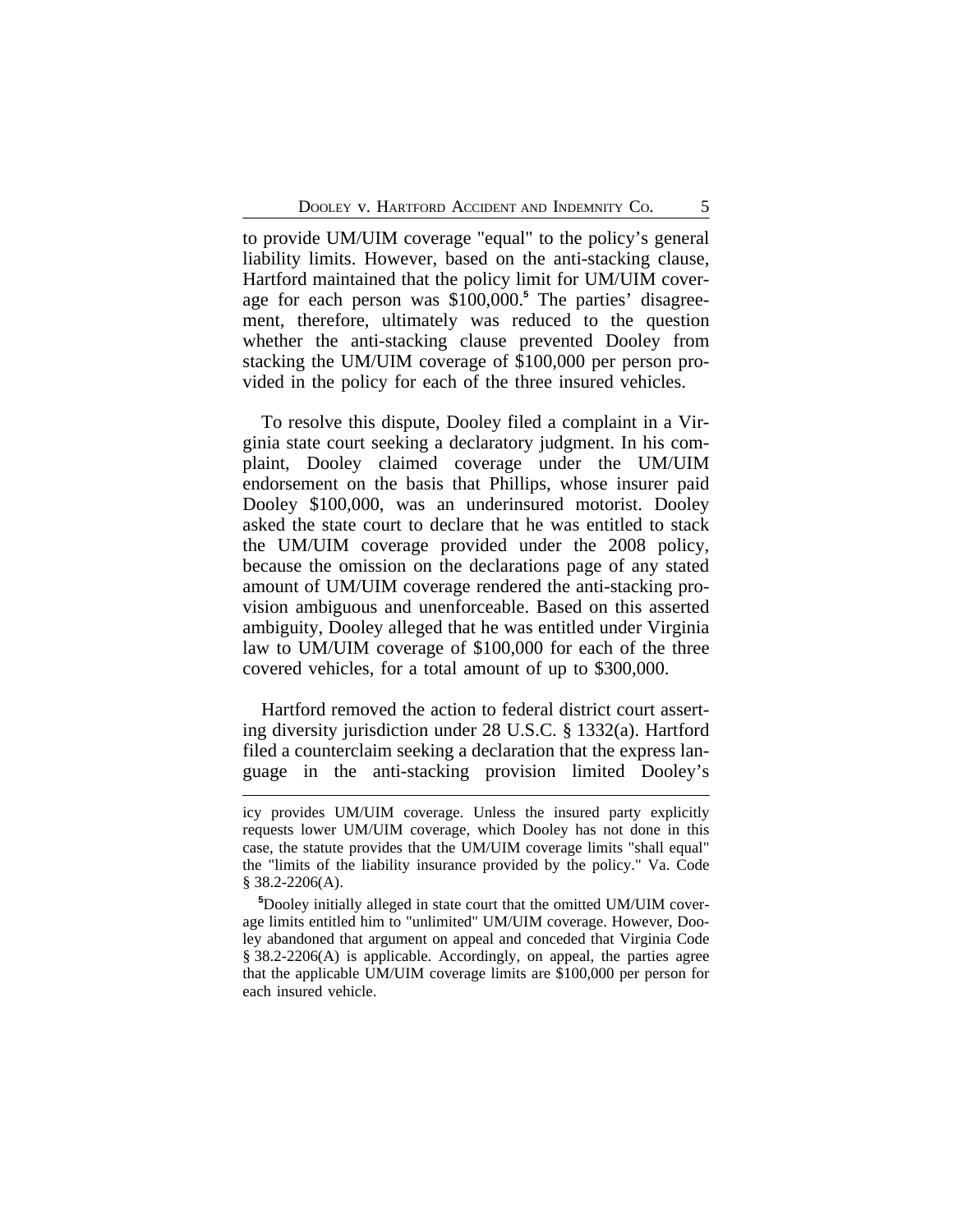to provide UM/UIM coverage "equal" to the policy's general liability limits. However, based on the anti-stacking clause, Hartford maintained that the policy limit for UM/UIM coverage for each person was $100,000.[5] The parties' disagreement, therefore, ultimately was reduced to the question whether the anti-stacking clause prevented Dooley from stacking the UM/UIM coverage of $100,000 per person provided in the policy for each of the three insured vehicles.

To resolve this dispute, Dooley filed a complaint in a Virginia state court seeking a declaratory judgment. In his complaint, Dooley claimed coverage under the UM/UIM endorsement on the basis that Phillips, whose insurer paid Dooley $100,000, was an underinsured motorist. Dooley asked the state court to declare that he was entitled to stack the UM/UIM coverage provided under the 2008 policy, because the omission on the declarations page of any stated amount of UM/UIM coverage rendered the anti-stacking provision ambiguous and unenforceable. Based on this asserted ambiguity, Dooley alleged that he was entitled under Virginia law to UM/UIM coverage of $100,000 for each of the three covered vehicles, for a total amount of up to $300,000.

Hartford removed the action to federal district court asserting diversity jurisdiction under 28 U.S.C. § 1332(a). Hartford filed a counterclaim seeking a declaration that the express language in the anti-stacking provision limited Dooley's

---

icy provides UM/UIM coverage. Unless the insured party explicitly requests lower UM/UIM coverage, which Dooley has not done in this case, the statute provides that the UM/UIM coverage limits "shall equal" the "limits of the liability insurance provided by the policy." Va. Code § 38.2-2206(A).

[5]Dooley initially alleged in state court that the omitted UM/UIM coverage limits entitled him to "unlimited" UM/UIM coverage. However, Dooley abandoned that argument on appeal and conceded that Virginia Code § 38.2-2206(A) is applicable. Accordingly, on appeal, the parties agree that the applicable UM/UIM coverage limits are $100,000 per person for each insured vehicle.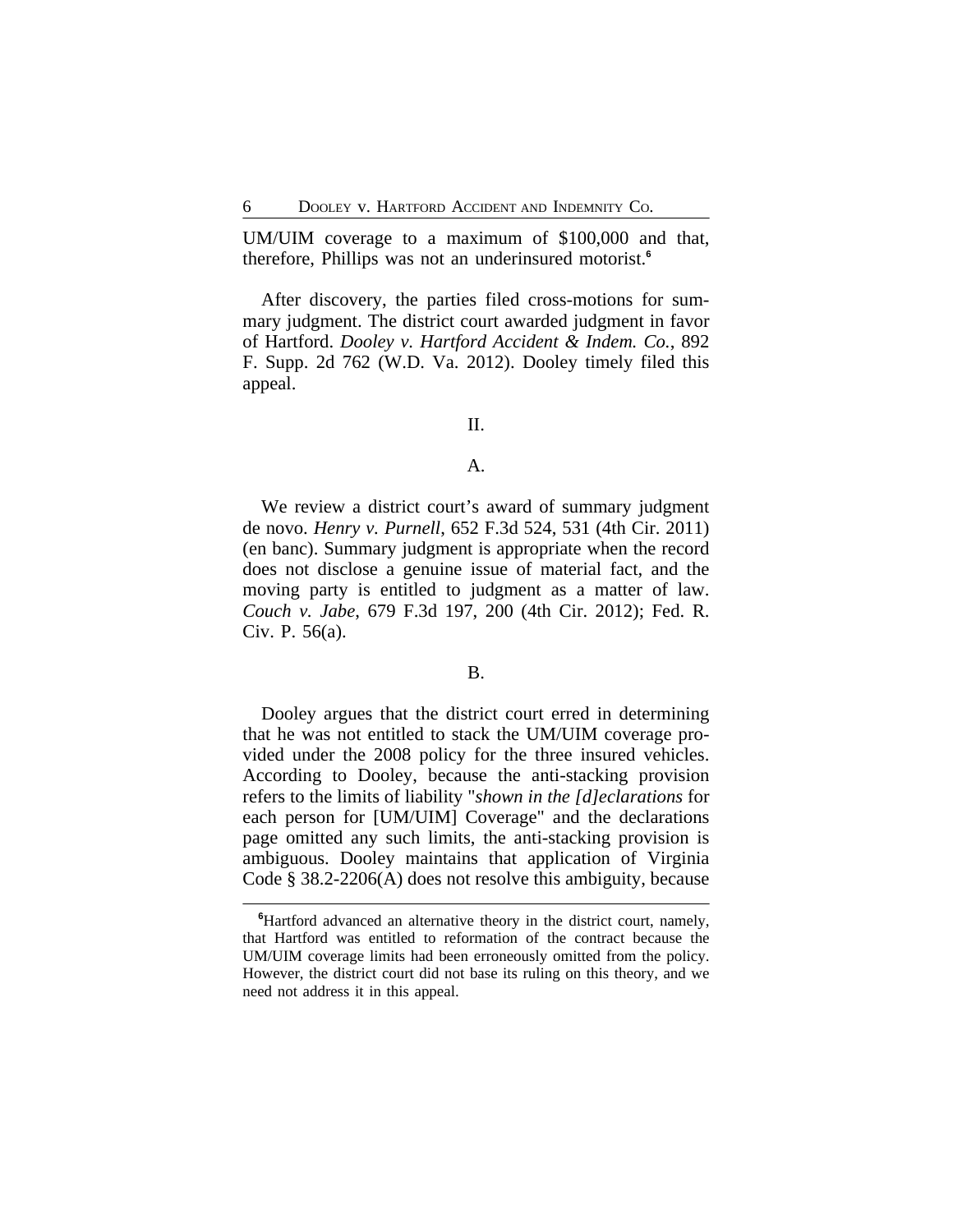UM/UIM coverage to a maximum of $100,000 and that, therefore, Phillips was not an underinsured motorist.[6]

After discovery, the parties filed cross-motions for summary judgment. The district court awarded judgment in favor of Hartford. *Dooley v. Hartford Accident & Indem. Co.*, 892 F. Supp. 2d 762 (W.D. Va. 2012). Dooley timely filed this appeal.

## II.

### A.

We review a district court's award of summary judgment de novo. *Henry v. Purnell*, 652 F.3d 524, 531 (4th Cir. 2011) (en banc). Summary judgment is appropriate when the record does not disclose a genuine issue of material fact, and the moving party is entitled to judgment as a matter of law. *Couch v. Jabe*, 679 F.3d 197, 200 (4th Cir. 2012); Fed. R. Civ. P. 56(a).

### B.

Dooley argues that the district court erred in determining that he was not entitled to stack the UM/UIM coverage provided under the 2008 policy for the three insured vehicles. According to Dooley, because the anti-stacking provision refers to the limits of liability "*shown in the [d]eclarations* for each person for [UM/UIM] Coverage" and the declarations page omitted any such limits, the anti-stacking provision is ambiguous. Dooley maintains that application of Virginia Code § 38.2-2206(A) does not resolve this ambiguity, because

[6] Hartford advanced an alternative theory in the district court, namely, that Hartford was entitled to reformation of the contract because the UM/UIM coverage limits had been erroneously omitted from the policy. However, the district court did not base its ruling on this theory, and we need not address it in this appeal.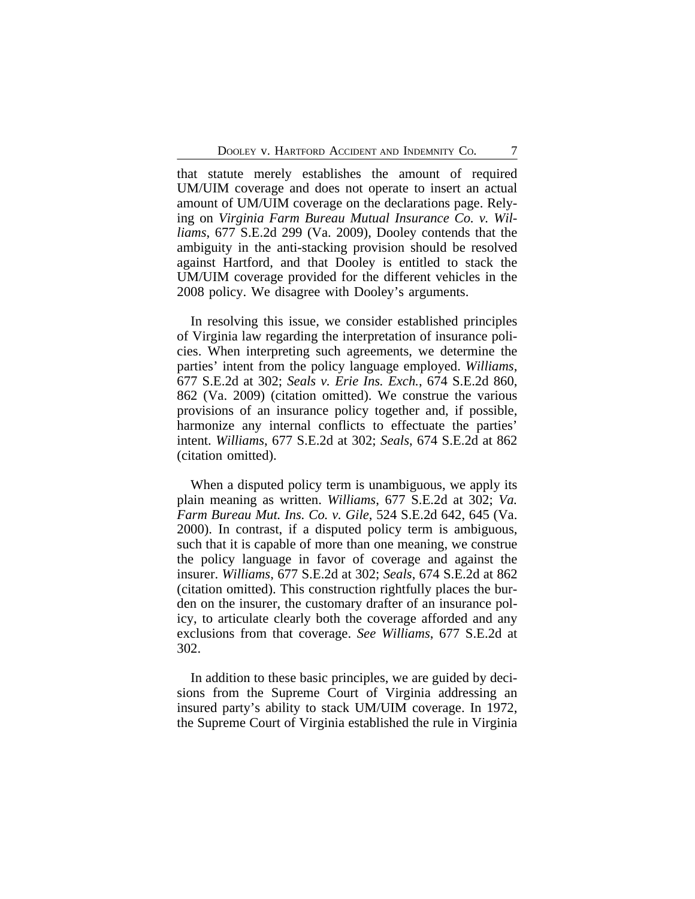that statute merely establishes the amount of required UM/UIM coverage and does not operate to insert an actual amount of UM/UIM coverage on the declarations page. Relying on *Virginia Farm Bureau Mutual Insurance Co. v. Williams*, 677 S.E.2d 299 (Va. 2009), Dooley contends that the ambiguity in the anti-stacking provision should be resolved against Hartford, and that Dooley is entitled to stack the UM/UIM coverage provided for the different vehicles in the 2008 policy. We disagree with Dooley's arguments.

In resolving this issue, we consider established principles of Virginia law regarding the interpretation of insurance policies. When interpreting such agreements, we determine the parties' intent from the policy language employed. *Williams*, 677 S.E.2d at 302; *Seals v. Erie Ins. Exch.*, 674 S.E.2d 860, 862 (Va. 2009) (citation omitted). We construe the various provisions of an insurance policy together and, if possible, harmonize any internal conflicts to effectuate the parties' intent. *Williams*, 677 S.E.2d at 302; *Seals*, 674 S.E.2d at 862 (citation omitted).

When a disputed policy term is unambiguous, we apply its plain meaning as written. *Williams*, 677 S.E.2d at 302; *Va. Farm Bureau Mut. Ins. Co. v. Gile*, 524 S.E.2d 642, 645 (Va. 2000). In contrast, if a disputed policy term is ambiguous, such that it is capable of more than one meaning, we construe the policy language in favor of coverage and against the insurer. *Williams*, 677 S.E.2d at 302; *Seals*, 674 S.E.2d at 862 (citation omitted). This construction rightfully places the burden on the insurer, the customary drafter of an insurance policy, to articulate clearly both the coverage afforded and any exclusions from that coverage. *See Williams*, 677 S.E.2d at 302.

In addition to these basic principles, we are guided by decisions from the Supreme Court of Virginia addressing an insured party's ability to stack UM/UIM coverage. In 1972, the Supreme Court of Virginia established the rule in Virginia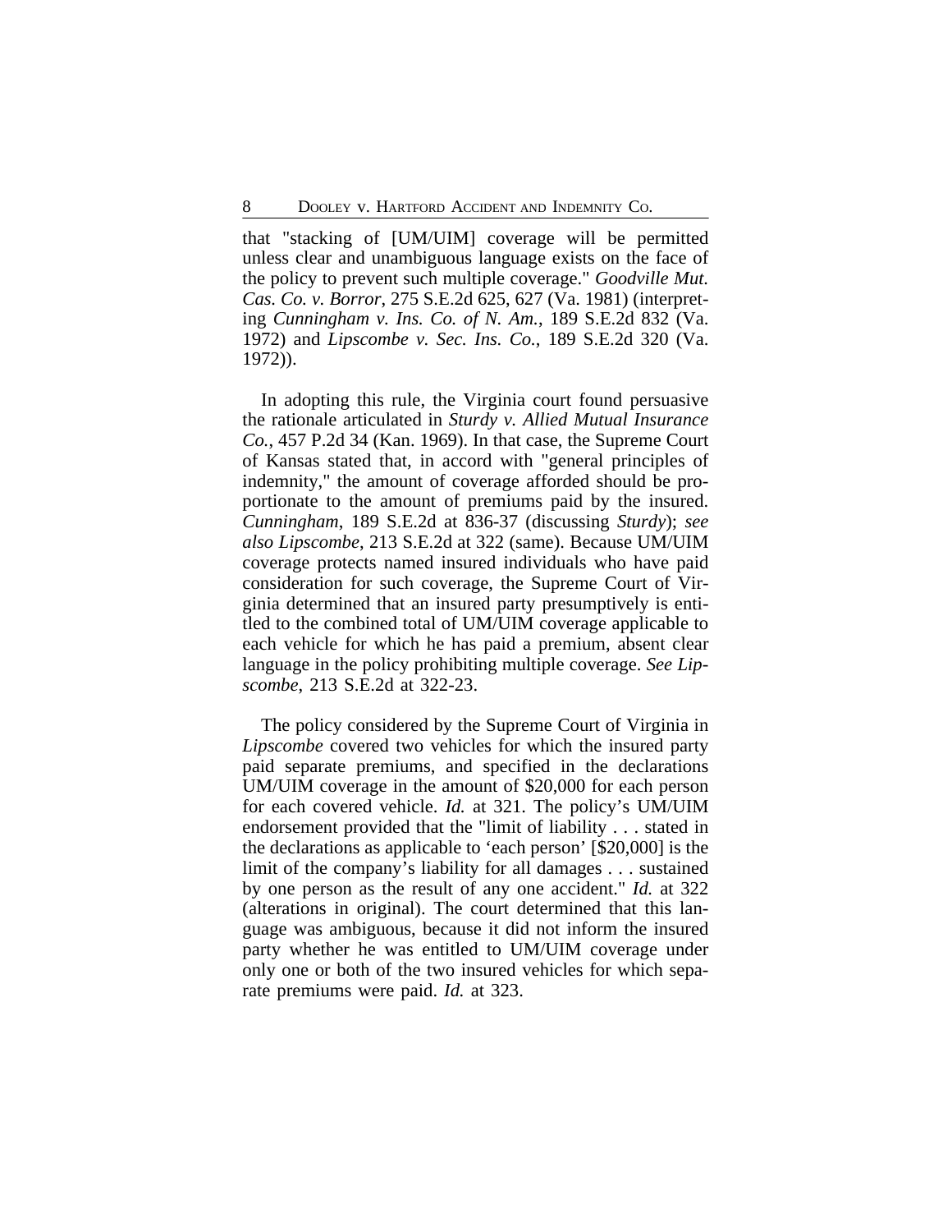that "stacking of [UM/UIM] coverage will be permitted unless clear and unambiguous language exists on the face of the policy to prevent such multiple coverage." *Goodville Mut. Cas. Co. v. Borror*, 275 S.E.2d 625, 627 (Va. 1981) (interpreting *Cunningham v. Ins. Co. of N. Am.*, 189 S.E.2d 832 (Va. 1972) and *Lipscombe v. Sec. Ins. Co.*, 189 S.E.2d 320 (Va. 1972)).

In adopting this rule, the Virginia court found persuasive the rationale articulated in *Sturdy v. Allied Mutual Insurance Co.*, 457 P.2d 34 (Kan. 1969). In that case, the Supreme Court of Kansas stated that, in accord with "general principles of indemnity," the amount of coverage afforded should be proportionate to the amount of premiums paid by the insured. *Cunningham*, 189 S.E.2d at 836-37 (discussing *Sturdy*); *see also Lipscombe*, 213 S.E.2d at 322 (same). Because UM/UIM coverage protects named insured individuals who have paid consideration for such coverage, the Supreme Court of Virginia determined that an insured party presumptively is entitled to the combined total of UM/UIM coverage applicable to each vehicle for which he has paid a premium, absent clear language in the policy prohibiting multiple coverage. *See Lipscombe*, 213 S.E.2d at 322-23.

The policy considered by the Supreme Court of Virginia in *Lipscombe* covered two vehicles for which the insured party paid separate premiums, and specified in the declarations UM/UIM coverage in the amount of $20,000 for each person for each covered vehicle. *Id.* at 321. The policy's UM/UIM endorsement provided that the "limit of liability . . . stated in the declarations as applicable to 'each person' [$20,000] is the limit of the company's liability for all damages . . . sustained by one person as the result of any one accident." *Id.* at 322 (alterations in original). The court determined that this language was ambiguous, because it did not inform the insured party whether he was entitled to UM/UIM coverage under only one or both of the two insured vehicles for which separate premiums were paid. *Id.* at 323.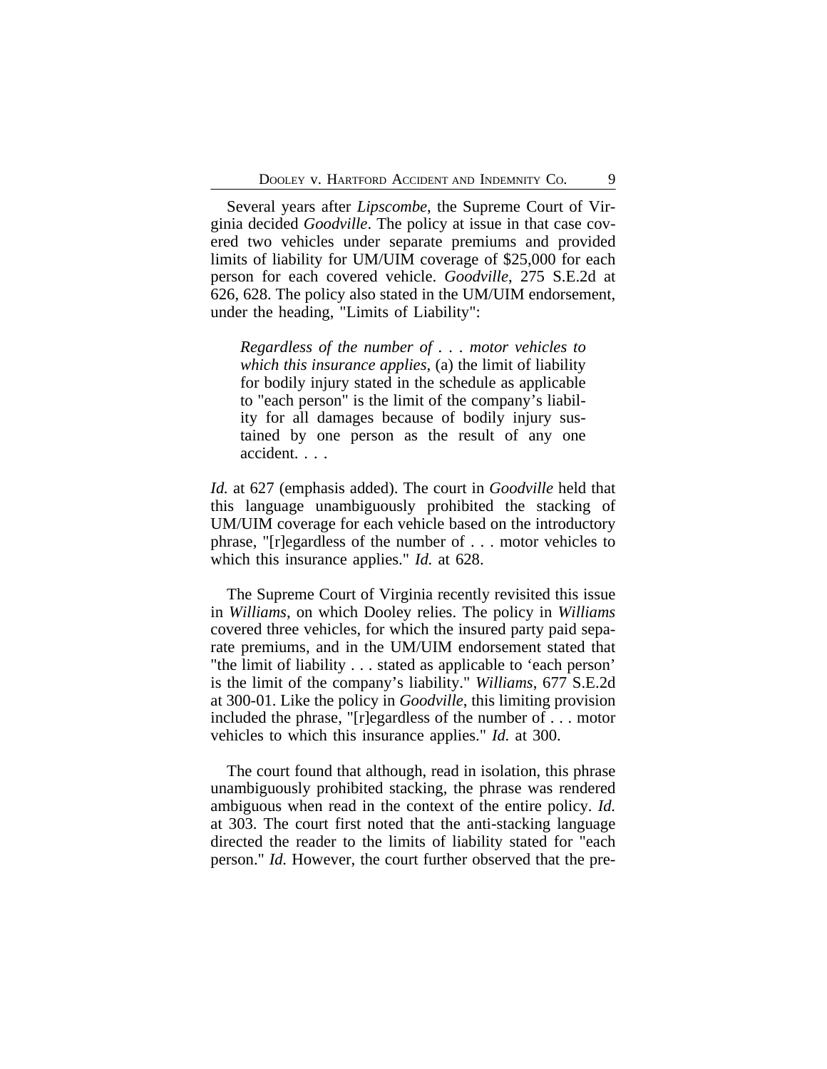Several years after *Lipscombe*, the Supreme Court of Virginia decided *Goodville*. The policy at issue in that case covered two vehicles under separate premiums and provided limits of liability for UM/UIM coverage of $25,000 for each person for each covered vehicle. *Goodville*, 275 S.E.2d at 626, 628. The policy also stated in the UM/UIM endorsement, under the heading, "Limits of Liability":

> *Regardless of the number of . . . motor vehicles to which this insurance applies*, (a) the limit of liability for bodily injury stated in the schedule as applicable to "each person" is the limit of the company's liability for all damages because of bodily injury sustained by one person as the result of any one accident. . . .

*Id.* at 627 (emphasis added). The court in *Goodville* held that this language unambiguously prohibited the stacking of UM/UIM coverage for each vehicle based on the introductory phrase, "[r]egardless of the number of . . . motor vehicles to which this insurance applies." *Id.* at 628.

The Supreme Court of Virginia recently revisited this issue in *Williams*, on which Dooley relies. The policy in *Williams* covered three vehicles, for which the insured party paid separate premiums, and in the UM/UIM endorsement stated that "the limit of liability . . . stated as applicable to 'each person' is the limit of the company's liability." *Williams*, 677 S.E.2d at 300-01. Like the policy in *Goodville*, this limiting provision included the phrase, "[r]egardless of the number of . . . motor vehicles to which this insurance applies." *Id.* at 300.

The court found that although, read in isolation, this phrase unambiguously prohibited stacking, the phrase was rendered ambiguous when read in the context of the entire policy. *Id.* at 303. The court first noted that the anti-stacking language directed the reader to the limits of liability stated for "each person." *Id.* However, the court further observed that the pre-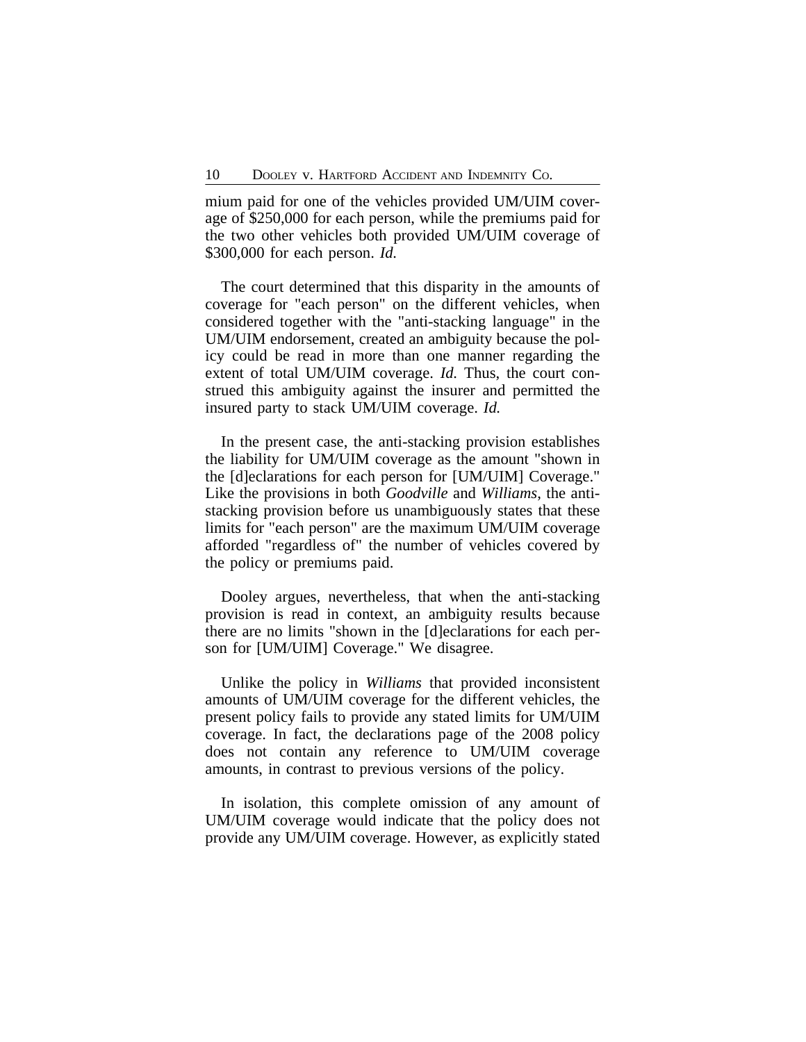mium paid for one of the vehicles provided UM/UIM coverage of $250,000 for each person, while the premiums paid for the two other vehicles both provided UM/UIM coverage of $300,000 for each person. *Id.*

The court determined that this disparity in the amounts of coverage for "each person" on the different vehicles, when considered together with the "anti-stacking language" in the UM/UIM endorsement, created an ambiguity because the policy could be read in more than one manner regarding the extent of total UM/UIM coverage. *Id.* Thus, the court construed this ambiguity against the insurer and permitted the insured party to stack UM/UIM coverage. *Id.*

In the present case, the anti-stacking provision establishes the liability for UM/UIM coverage as the amount "shown in the [d]eclarations for each person for [UM/UIM] Coverage." Like the provisions in both *Goodville* and *Williams*, the anti-stacking provision before us unambiguously states that these limits for "each person" are the maximum UM/UIM coverage afforded "regardless of" the number of vehicles covered by the policy or premiums paid.

Dooley argues, nevertheless, that when the anti-stacking provision is read in context, an ambiguity results because there are no limits "shown in the [d]eclarations for each person for [UM/UIM] Coverage." We disagree.

Unlike the policy in *Williams* that provided inconsistent amounts of UM/UIM coverage for the different vehicles, the present policy fails to provide any stated limits for UM/UIM coverage. In fact, the declarations page of the 2008 policy does not contain any reference to UM/UIM coverage amounts, in contrast to previous versions of the policy.

In isolation, this complete omission of any amount of UM/UIM coverage would indicate that the policy does not provide any UM/UIM coverage. However, as explicitly stated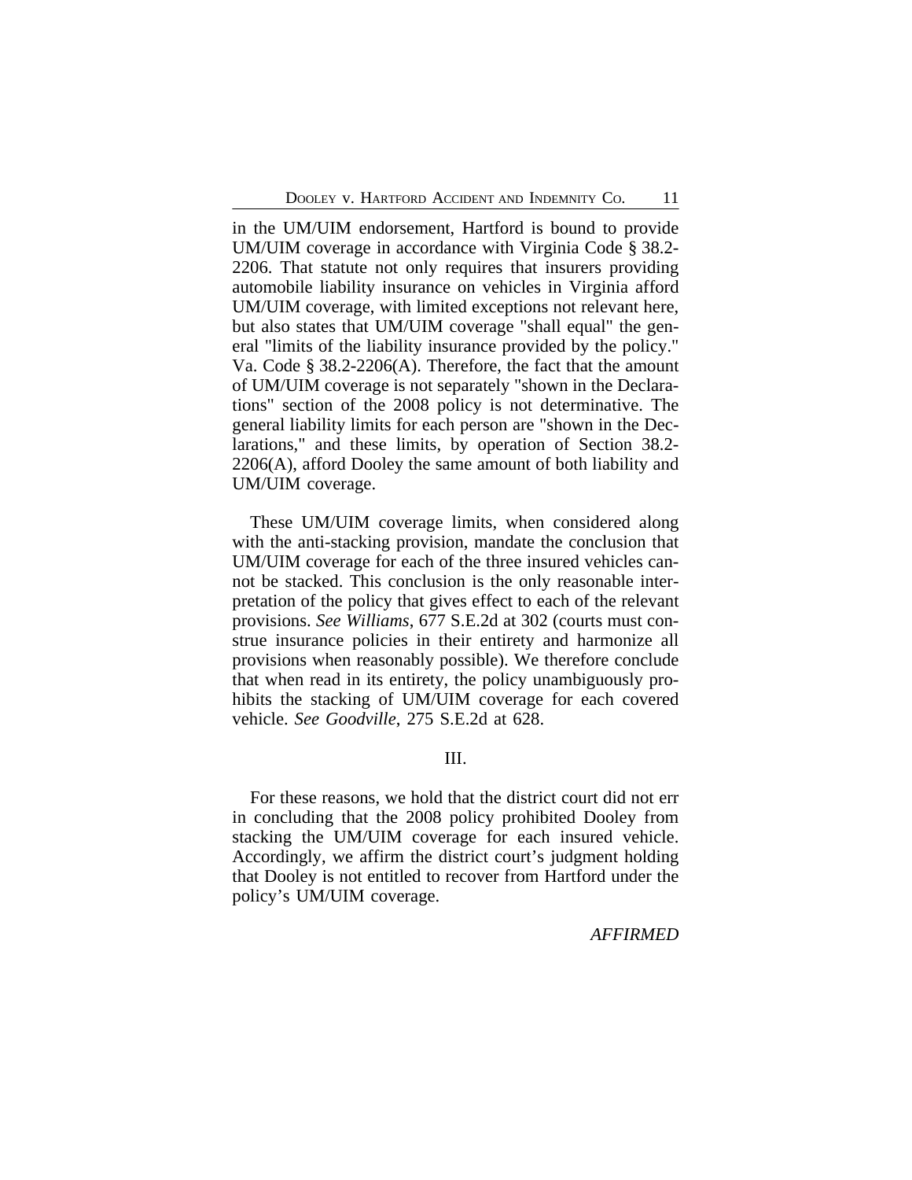in the UM/UIM endorsement, Hartford is bound to provide UM/UIM coverage in accordance with Virginia Code § 38.2-2206. That statute not only requires that insurers providing automobile liability insurance on vehicles in Virginia afford UM/UIM coverage, with limited exceptions not relevant here, but also states that UM/UIM coverage "shall equal" the general "limits of the liability insurance provided by the policy." Va. Code § 38.2-2206(A). Therefore, the fact that the amount of UM/UIM coverage is not separately "shown in the Declarations" section of the 2008 policy is not determinative. The general liability limits for each person are "shown in the Declarations," and these limits, by operation of Section 38.2-2206(A), afford Dooley the same amount of both liability and UM/UIM coverage.

These UM/UIM coverage limits, when considered along with the anti-stacking provision, mandate the conclusion that UM/UIM coverage for each of the three insured vehicles cannot be stacked. This conclusion is the only reasonable interpretation of the policy that gives effect to each of the relevant provisions. *See Williams*, 677 S.E.2d at 302 (courts must construe insurance policies in their entirety and harmonize all provisions when reasonably possible). We therefore conclude that when read in its entirety, the policy unambiguously prohibits the stacking of UM/UIM coverage for each covered vehicle. *See Goodville*, 275 S.E.2d at 628.

## III.

For these reasons, we hold that the district court did not err in concluding that the 2008 policy prohibited Dooley from stacking the UM/UIM coverage for each insured vehicle. Accordingly, we affirm the district court's judgment holding that Dooley is not entitled to recover from Hartford under the policy's UM/UIM coverage.

*AFFIRMED*